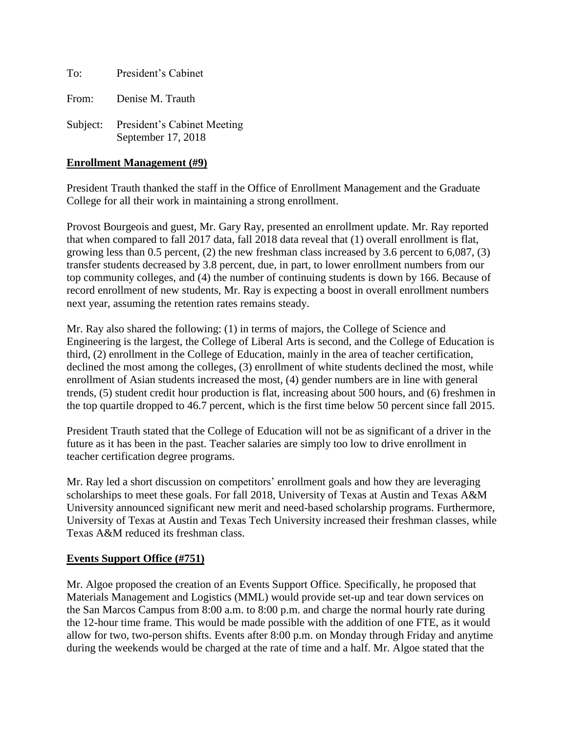To: President's Cabinet

From: Denise M. Trauth

Subject: President's Cabinet Meeting
September 17, 2018

**Enrollment Management (#9)**

President Trauth thanked the staff in the Office of Enrollment Management and the Graduate College for all their work in maintaining a strong enrollment.

Provost Bourgeois and guest, Mr. Gary Ray, presented an enrollment update. Mr. Ray reported that when compared to fall 2017 data, fall 2018 data reveal that (1) overall enrollment is flat, growing less than 0.5 percent, (2) the new freshman class increased by 3.6 percent to 6,087, (3) transfer students decreased by 3.8 percent, due, in part, to lower enrollment numbers from our top community colleges, and (4) the number of continuing students is down by 166. Because of record enrollment of new students, Mr. Ray is expecting a boost in overall enrollment numbers next year, assuming the retention rates remains steady.

Mr. Ray also shared the following: (1) in terms of majors, the College of Science and Engineering is the largest, the College of Liberal Arts is second, and the College of Education is third, (2) enrollment in the College of Education, mainly in the area of teacher certification, declined the most among the colleges, (3) enrollment of white students declined the most, while enrollment of Asian students increased the most, (4) gender numbers are in line with general trends, (5) student credit hour production is flat, increasing about 500 hours, and (6) freshmen in the top quartile dropped to 46.7 percent, which is the first time below 50 percent since fall 2015.

President Trauth stated that the College of Education will not be as significant of a driver in the future as it has been in the past. Teacher salaries are simply too low to drive enrollment in teacher certification degree programs.

Mr. Ray led a short discussion on competitors' enrollment goals and how they are leveraging scholarships to meet these goals. For fall 2018, University of Texas at Austin and Texas A&M University announced significant new merit and need-based scholarship programs. Furthermore, University of Texas at Austin and Texas Tech University increased their freshman classes, while Texas A&M reduced its freshman class.

**Events Support Office (#751)**

Mr. Algoe proposed the creation of an Events Support Office. Specifically, he proposed that Materials Management and Logistics (MML) would provide set-up and tear down services on the San Marcos Campus from 8:00 a.m. to 8:00 p.m. and charge the normal hourly rate during the 12-hour time frame. This would be made possible with the addition of one FTE, as it would allow for two, two-person shifts. Events after 8:00 p.m. on Monday through Friday and anytime during the weekends would be charged at the rate of time and a half. Mr. Algoe stated that the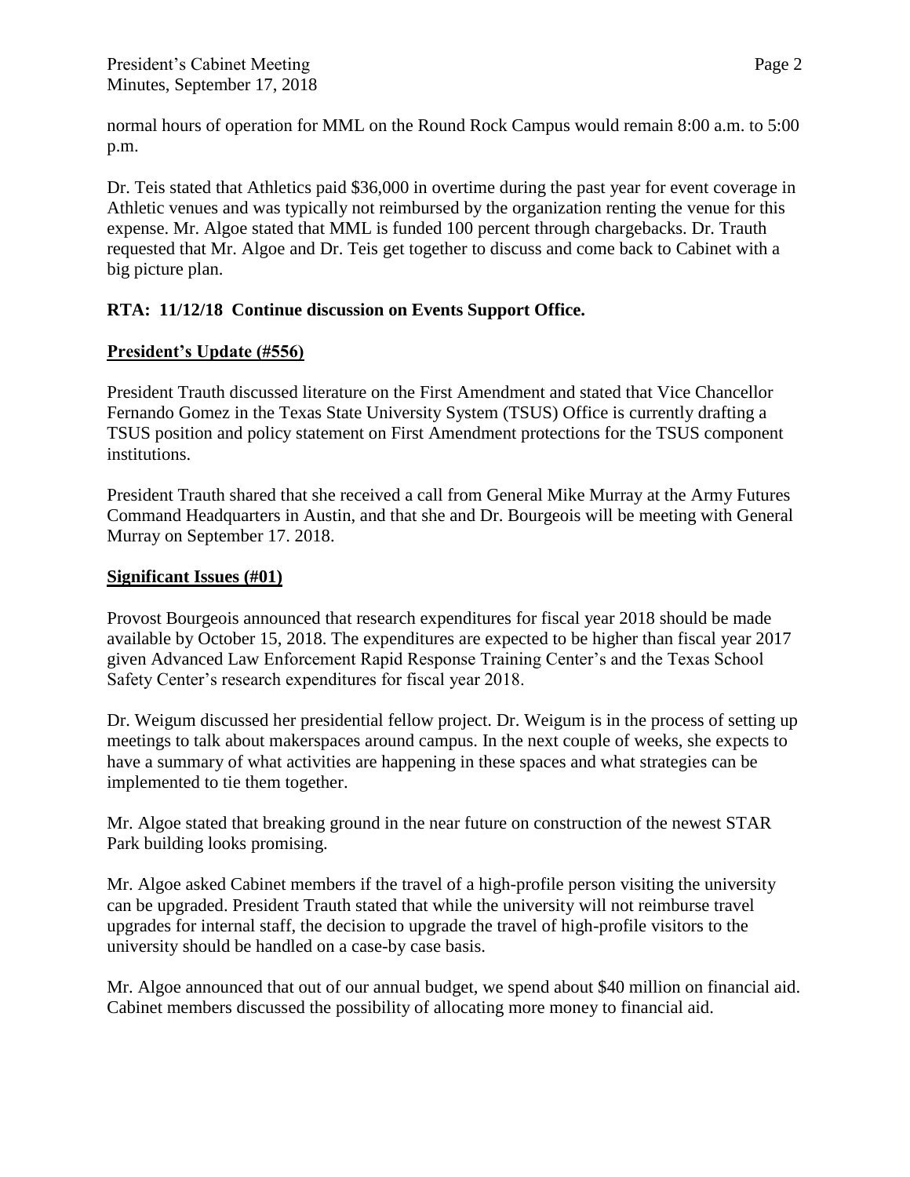normal hours of operation for MML on the Round Rock Campus would remain 8:00 a.m. to 5:00 p.m.

Dr. Teis stated that Athletics paid $36,000 in overtime during the past year for event coverage in Athletic venues and was typically not reimbursed by the organization renting the venue for this expense. Mr. Algoe stated that MML is funded 100 percent through chargebacks. Dr. Trauth requested that Mr. Algoe and Dr. Teis get together to discuss and come back to Cabinet with a big picture plan.

**RTA: 11/12/18 Continue discussion on Events Support Office.**

**President's Update (#556)**

President Trauth discussed literature on the First Amendment and stated that Vice Chancellor Fernando Gomez in the Texas State University System (TSUS) Office is currently drafting a TSUS position and policy statement on First Amendment protections for the TSUS component institutions.

President Trauth shared that she received a call from General Mike Murray at the Army Futures Command Headquarters in Austin, and that she and Dr. Bourgeois will be meeting with General Murray on September 17. 2018.

**Significant Issues (#01)**

Provost Bourgeois announced that research expenditures for fiscal year 2018 should be made available by October 15, 2018. The expenditures are expected to be higher than fiscal year 2017 given Advanced Law Enforcement Rapid Response Training Center's and the Texas School Safety Center's research expenditures for fiscal year 2018.

Dr. Weigum discussed her presidential fellow project. Dr. Weigum is in the process of setting up meetings to talk about makerspaces around campus. In the next couple of weeks, she expects to have a summary of what activities are happening in these spaces and what strategies can be implemented to tie them together.

Mr. Algoe stated that breaking ground in the near future on construction of the newest STAR Park building looks promising.

Mr. Algoe asked Cabinet members if the travel of a high-profile person visiting the university can be upgraded. President Trauth stated that while the university will not reimburse travel upgrades for internal staff, the decision to upgrade the travel of high-profile visitors to the university should be handled on a case-by case basis.

Mr. Algoe announced that out of our annual budget, we spend about $40 million on financial aid. Cabinet members discussed the possibility of allocating more money to financial aid.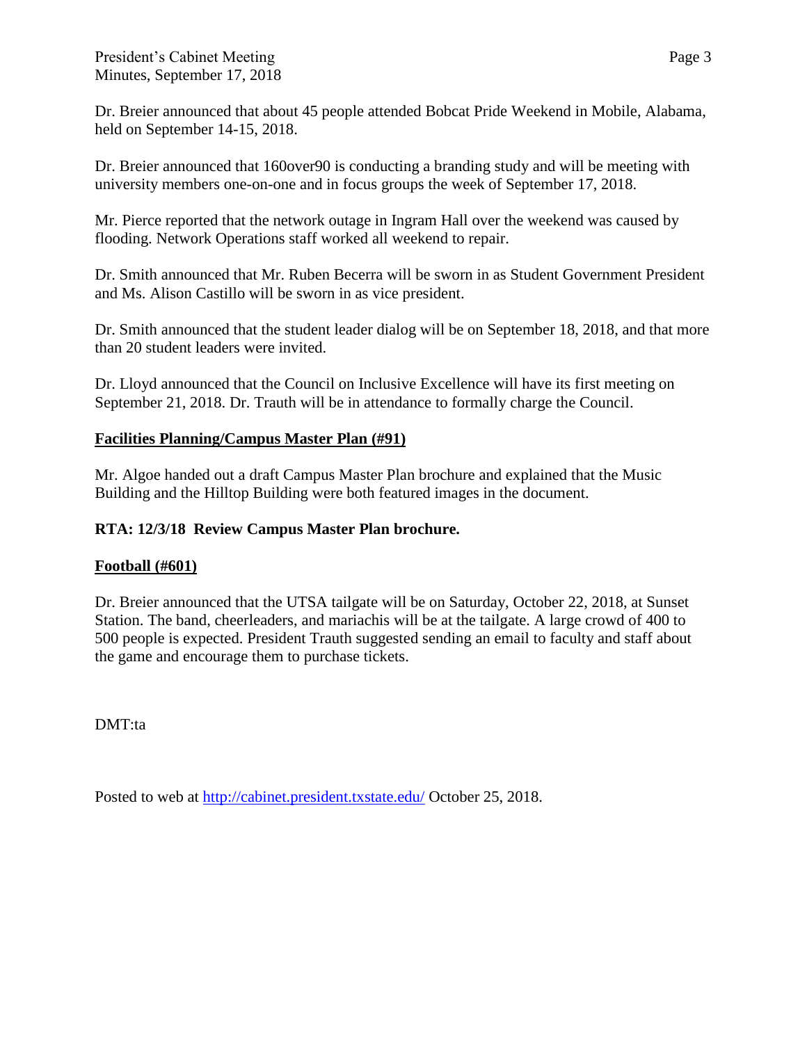Dr. Breier announced that about 45 people attended Bobcat Pride Weekend in Mobile, Alabama, held on September 14-15, 2018.

Dr. Breier announced that 160over90 is conducting a branding study and will be meeting with university members one-on-one and in focus groups the week of September 17, 2018.

Mr. Pierce reported that the network outage in Ingram Hall over the weekend was caused by flooding. Network Operations staff worked all weekend to repair.

Dr. Smith announced that Mr. Ruben Becerra will be sworn in as Student Government President and Ms. Alison Castillo will be sworn in as vice president.

Dr. Smith announced that the student leader dialog will be on September 18, 2018, and that more than 20 student leaders were invited.

Dr. Lloyd announced that the Council on Inclusive Excellence will have its first meeting on September 21, 2018. Dr. Trauth will be in attendance to formally charge the Council.

**Facilities Planning/Campus Master Plan (#91)**

Mr. Algoe handed out a draft Campus Master Plan brochure and explained that the Music Building and the Hilltop Building were both featured images in the document.

**RTA: 12/3/18 Review Campus Master Plan brochure.**

**Football (#601)**

Dr. Breier announced that the UTSA tailgate will be on Saturday, October 22, 2018, at Sunset Station. The band, cheerleaders, and mariachis will be at the tailgate. A large crowd of 400 to 500 people is expected. President Trauth suggested sending an email to faculty and staff about the game and encourage them to purchase tickets.

DMT:ta

Posted to web at http://cabinet.president.txstate.edu/ October 25, 2018.